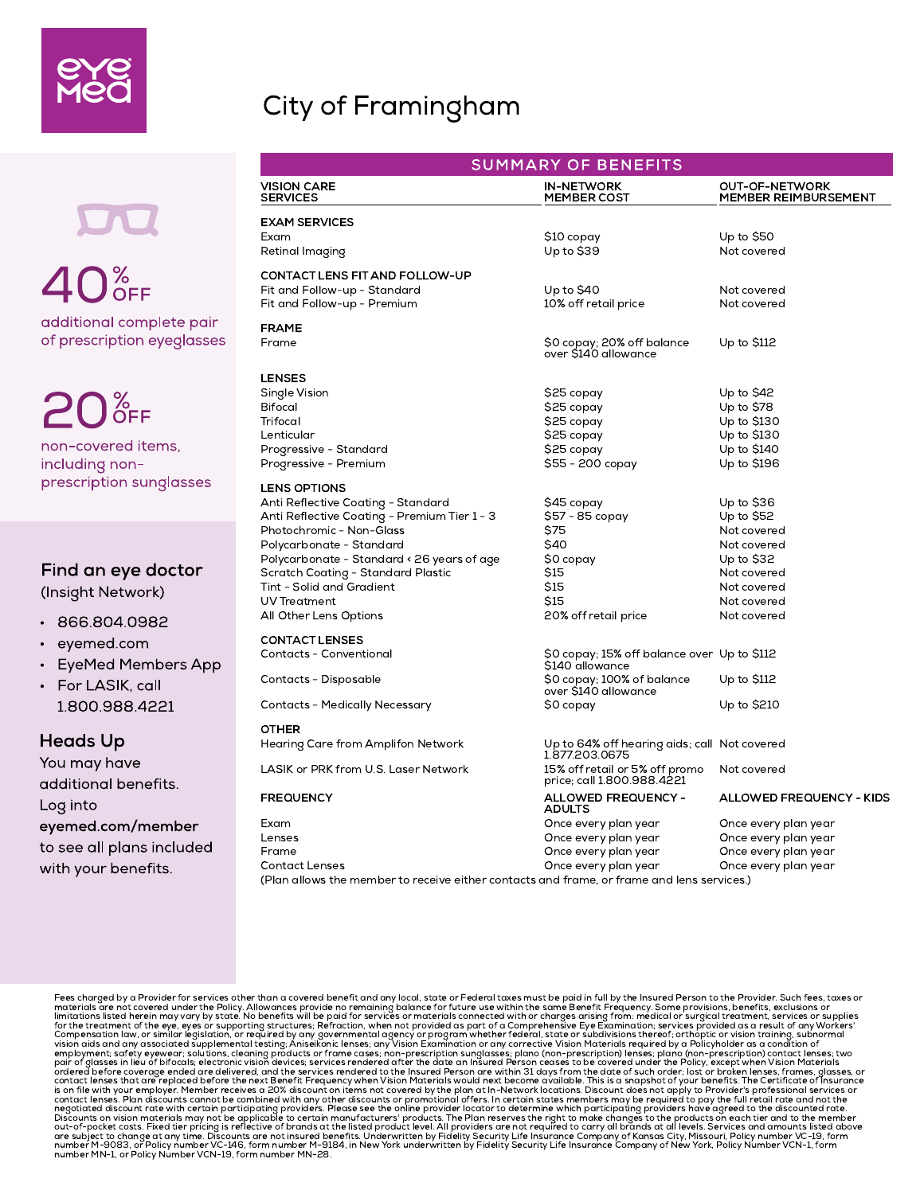eyemed

# City of Framingham

**40% OFF** additional complete pair of prescription eyeglasses

**20% OFF** non-covered items, including non-prescription sunglasses

## Find an eye doctor

(Insight Network)

- 866.804.0982
- eyemed.com
- EyeMed Members App
- For LASIK, call 1.800.988.4221

## Heads Up

You may have additional benefits. Log into **eyemed.com/member** to see all plans included with your benefits.

## SUMMARY OF BENEFITS

| VISION CARE SERVICES | IN-NETWORK MEMBER COST | OUT-OF-NETWORK MEMBER REIMBURSEMENT |
|---|---|---|
| **EXAM SERVICES** | | |
| Exam | $10 copay | Up to $50 |
| Retinal Imaging | Up to $39 | Not covered |
| **CONTACT LENS FIT AND FOLLOW-UP** | | |
| Fit and Follow-up - Standard | Up to $40 | Not covered |
| Fit and Follow-up - Premium | 10% off retail price | Not covered |
| **FRAME** | | |
| Frame | $0 copay; 20% off balance over $140 allowance | Up to $112 |
| **LENSES** | | |
| Single Vision | $25 copay | Up to $42 |
| Bifocal | $25 copay | Up to $78 |
| Trifocal | $25 copay | Up to $130 |
| Lenticular | $25 copay | Up to $130 |
| Progressive - Standard | $25 copay | Up to $140 |
| Progressive - Premium | $55 - 200 copay | Up to $196 |
| **LENS OPTIONS** | | |
| Anti Reflective Coating - Standard | $45 copay | Up to $36 |
| Anti Reflective Coating - Premium Tier 1 - 3 | $57 - 85 copay | Up to $52 |
| Photochromic - Non-Glass | $75 | Not covered |
| Polycarbonate - Standard | $40 | Not covered |
| Polycarbonate - Standard < 26 years of age | $0 copay | Up to $32 |
| Scratch Coating - Standard Plastic | $15 | Not covered |
| Tint - Solid and Gradient | $15 | Not covered |
| UV Treatment | $15 | Not covered |
| All Other Lens Options | 20% off retail price | Not covered |
| **CONTACT LENSES** | | |
| Contacts - Conventional | $0 copay; 15% off balance over $140 allowance | Up to $112 |
| Contacts - Disposable | $0 copay; 100% of balance over $140 allowance | Up to $112 |
| Contacts - Medically Necessary | $0 copay | Up to $210 |
| **OTHER** | | |
| Hearing Care from Amplifon Network | Up to 64% off hearing aids; call 1.877.203.0675 | Not covered |
| LASIK or PRK from U.S. Laser Network | 15% off retail or 5% off promo price; call 1.800.988.4221 | Not covered |

| FREQUENCY | ALLOWED FREQUENCY - ADULTS | ALLOWED FREQUENCY - KIDS |
|---|---|---|
| Exam | Once every plan year | Once every plan year |
| Lenses | Once every plan year | Once every plan year |
| Frame | Once every plan year | Once every plan year |
| Contact Lenses | Once every plan year | Once every plan year |

(Plan allows the member to receive either contacts and frame, or frame and lens services.)

Fees charged by a Provider for services other than a covered benefit and any local, state or Federal taxes must be paid in full by the Insured Person to the Provider. Such fees, taxes or materials are not covered under the Policy. Allowances provide no remaining balance for future use within the same Benefit Frequency. Some provisions, benefits, exclusions or limitations listed herein may vary by state. No benefits will be paid for services or materials connected with or charges arising from: medical or surgical treatment, services or supplies for the treatment of the eye, eyes or supporting structures; Refraction, when not provided as part of a Comprehensive Eye Examination; services provided as a result of any Workers' Compensation law, or similar legislation, or required by any governmental agency or program whether federal, state or subdivisions thereof; orthoptic or vision training, subnormal vision aids and any associated supplemental testing; Aniseikonic lenses; any Vision Examination or any corrective Vision Materials required by a Policyholder as a condition of employment; safety eyewear; solutions, cleaning products or frame cases; non-prescription sunglasses; plano (non-prescription) lenses; plano (non-prescription) contact lenses; two pair of glasses in lieu of bifocals; electronic vision devices; services rendered after the date an Insured Person ceases to be covered under the Policy, except when Vision Materials ordered before coverage ended are delivered, and the services rendered to the Insured Person are within 31 days from the date of such order; lost or broken lenses, frames, glasses, or contact lenses that are replaced before the next Benefit Frequency when Vision Materials would next become available. This is a snapshot of your benefits. The Certificate of Insurance is on file with your employer. Member receives a 20% discount on items not covered by the plan at In-Network locations. Discount does not apply to Provider's professional services or contact lenses. Plan discounts cannot be combined with any other discounts or promotional offers. In certain states members may be required to pay the full retail rate and not the negotiated discount rate with certain participating providers. Please see the online provider locator to determine which participating providers have agreed to the discounted rate. Discounts on vision materials may not be applicable to certain manufacturers' products. The Plan reserves the right to make changes to the products on each tier and to the member out-of-pocket costs. Fixed tier pricing is reflective of brands at the listed product level. All providers are not required to carry all brands at all levels. Services and amounts listed above are subject to change at any time. Discounts are not insured benefits. Underwritten by Fidelity Security Life Insurance Company of Kansas City, Missouri, Policy number VC-19, form number M-9083, or Policy number VC-146, form number M-9184, in New York underwritten by Fidelity Security Life Insurance Company of New York, Policy Number VCN-1, form number MN-1, or Policy Number VCN-19, form number MN-28.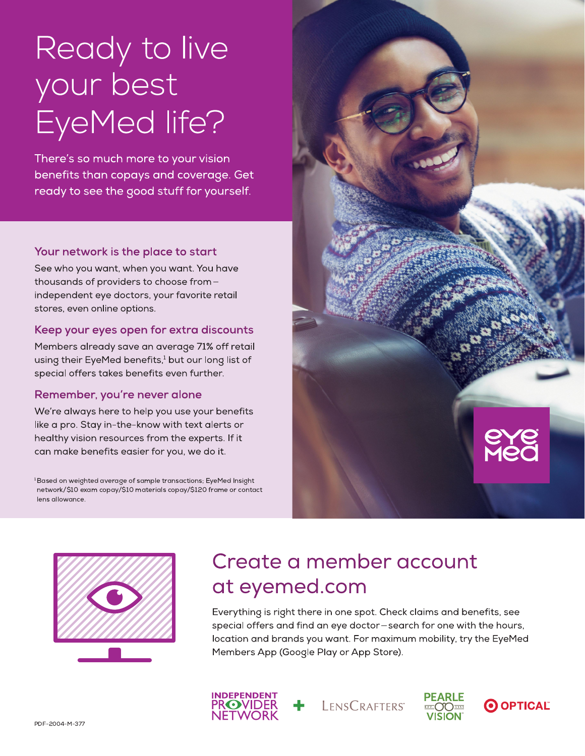# Ready to live your best EyeMed life?

There's so much more to your vision benefits than copays and coverage. Get ready to see the good stuff for yourself.

### Your network is the place to start

See who you want, when you want. You have thousands of providers to choose from – independent eye doctors, your favorite retail stores, even online options.

### Keep your eyes open for extra discounts

Members already save an average 71% off retail using their EyeMed benefits,[1] but our long list of special offers takes benefits even further.

### Remember, you're never alone

We're always here to help you use your benefits like a pro. Stay in-the-know with text alerts or healthy vision resources from the experts. If it can make benefits easier for you, we do it.

[1]Based on weighted average of sample transactions; EyeMed Insight network/$10 exam copay/$10 materials copay/$120 frame or contact lens allowance.

eye med

## Create a member account at eyemed.com

Everything is right there in one spot. Check claims and benefits, see special offers and find an eye doctor – search for one with the hours, location and brands you want. For maximum mobility, try the EyeMed Members App (Google Play or App Store).

INDEPENDENT PROVIDER NETWORK + LENSCRAFTERS PEARLE VISION OPTICAL

PDF-2004-M-377